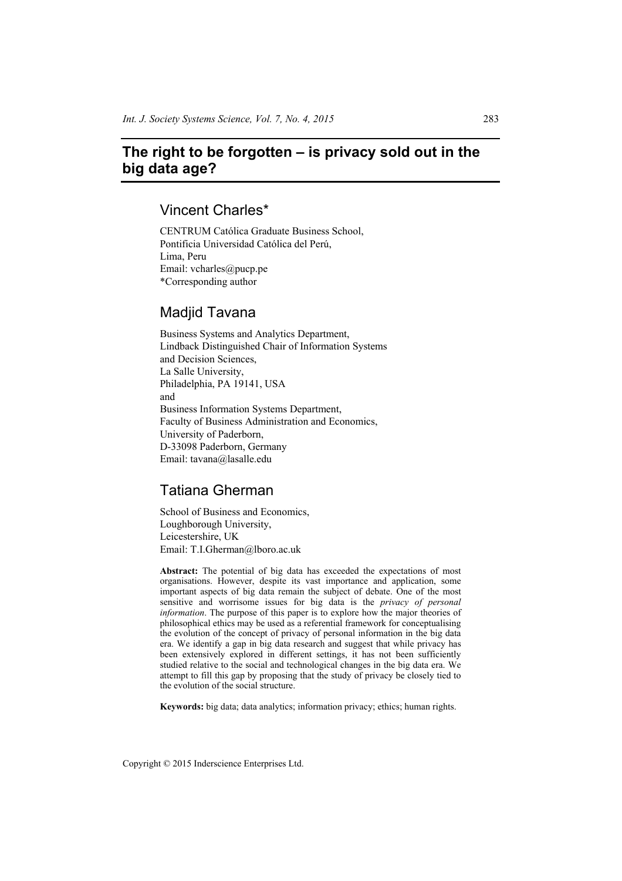# The right to be forgotten – is privacy sold out in the big data age?

## Vincent Charles*

CENTRUM Católica Graduate Business School,
Pontificia Universidad Católica del Perú,
Lima, Peru
Email: vcharles@pucp.pe
*Corresponding author

## Madjid Tavana

Business Systems and Analytics Department,
Lindback Distinguished Chair of Information Systems
and Decision Sciences,
La Salle University,
Philadelphia, PA 19141, USA
and
Business Information Systems Department,
Faculty of Business Administration and Economics,
University of Paderborn,
D-33098 Paderborn, Germany
Email: tavana@lasalle.edu

## Tatiana Gherman

School of Business and Economics,
Loughborough University,
Leicestershire, UK
Email: T.I.Gherman@lboro.ac.uk

**Abstract:** The potential of big data has exceeded the expectations of most organisations. However, despite its vast importance and application, some important aspects of big data remain the subject of debate. One of the most sensitive and worrisome issues for big data is the *privacy of personal information*. The purpose of this paper is to explore how the major theories of philosophical ethics may be used as a referential framework for conceptualising the evolution of the concept of privacy of personal information in the big data era. We identify a gap in big data research and suggest that while privacy has been extensively explored in different settings, it has not been sufficiently studied relative to the social and technological changes in the big data era. We attempt to fill this gap by proposing that the study of privacy be closely tied to the evolution of the social structure.

**Keywords:** big data; data analytics; information privacy; ethics; human rights.

Copyright © 2015 Inderscience Enterprises Ltd.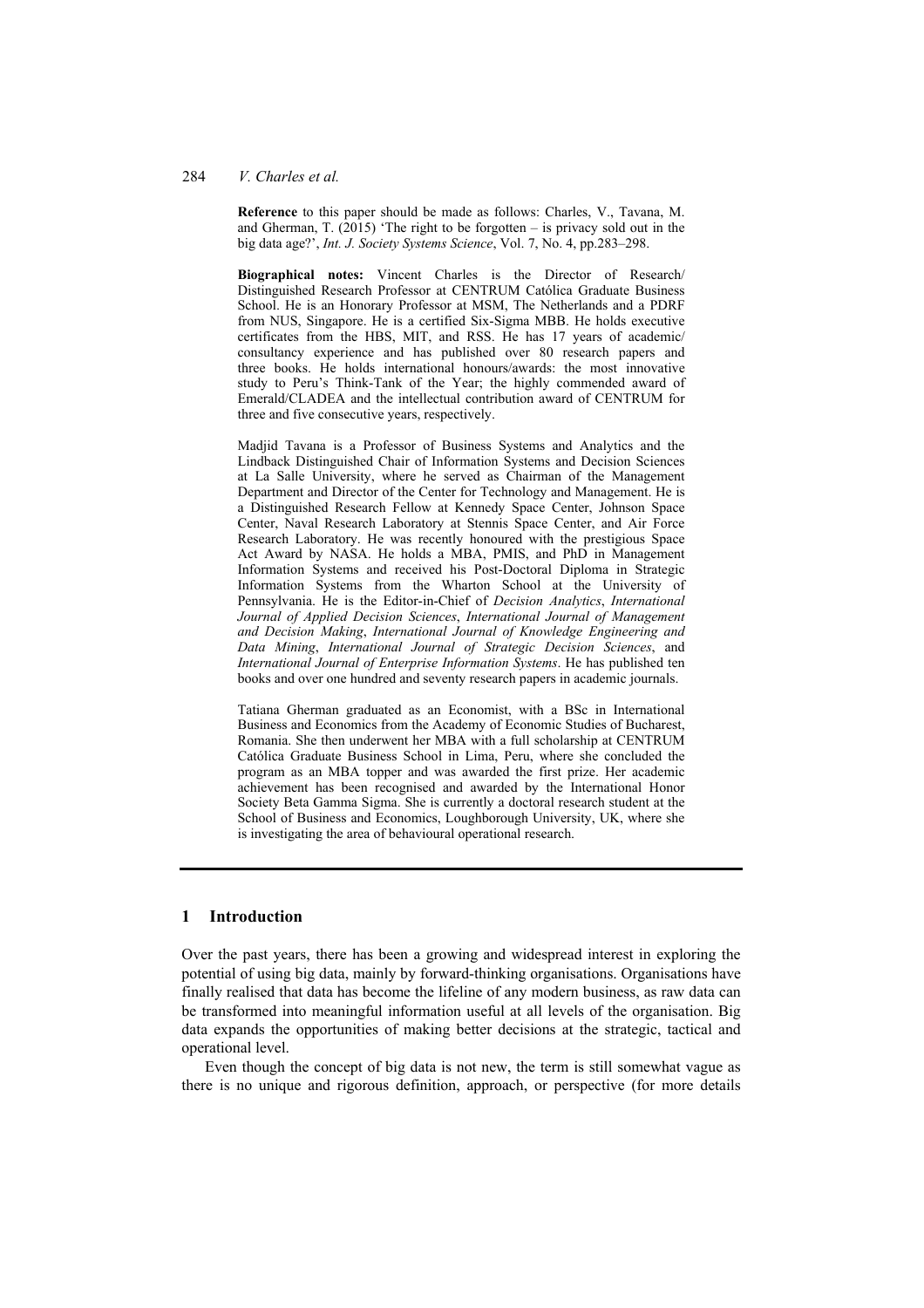**Reference** to this paper should be made as follows: Charles, V., Tavana, M. and Gherman, T. (2015) 'The right to be forgotten – is privacy sold out in the big data age?', *Int. J. Society Systems Science*, Vol. 7, No. 4, pp.283–298.

**Biographical notes:** Vincent Charles is the Director of Research/ Distinguished Research Professor at CENTRUM Católica Graduate Business School. He is an Honorary Professor at MSM, The Netherlands and a PDRF from NUS, Singapore. He is a certified Six-Sigma MBB. He holds executive certificates from the HBS, MIT, and RSS. He has 17 years of academic/ consultancy experience and has published over 80 research papers and three books. He holds international honours/awards: the most innovative study to Peru's Think-Tank of the Year; the highly commended award of Emerald/CLADEA and the intellectual contribution award of CENTRUM for three and five consecutive years, respectively.

Madjid Tavana is a Professor of Business Systems and Analytics and the Lindback Distinguished Chair of Information Systems and Decision Sciences at La Salle University, where he served as Chairman of the Management Department and Director of the Center for Technology and Management. He is a Distinguished Research Fellow at Kennedy Space Center, Johnson Space Center, Naval Research Laboratory at Stennis Space Center, and Air Force Research Laboratory. He was recently honoured with the prestigious Space Act Award by NASA. He holds a MBA, PMIS, and PhD in Management Information Systems and received his Post-Doctoral Diploma in Strategic Information Systems from the Wharton School at the University of Pennsylvania. He is the Editor-in-Chief of *Decision Analytics*, *International Journal of Applied Decision Sciences*, *International Journal of Management and Decision Making*, *International Journal of Knowledge Engineering and Data Mining*, *International Journal of Strategic Decision Sciences*, and *International Journal of Enterprise Information Systems*. He has published ten books and over one hundred and seventy research papers in academic journals.

Tatiana Gherman graduated as an Economist, with a BSc in International Business and Economics from the Academy of Economic Studies of Bucharest, Romania. She then underwent her MBA with a full scholarship at CENTRUM Católica Graduate Business School in Lima, Peru, where she concluded the program as an MBA topper and was awarded the first prize. Her academic achievement has been recognised and awarded by the International Honor Society Beta Gamma Sigma. She is currently a doctoral research student at the School of Business and Economics, Loughborough University, UK, where she is investigating the area of behavioural operational research.

## 1 Introduction

Over the past years, there has been a growing and widespread interest in exploring the potential of using big data, mainly by forward-thinking organisations. Organisations have finally realised that data has become the lifeline of any modern business, as raw data can be transformed into meaningful information useful at all levels of the organisation. Big data expands the opportunities of making better decisions at the strategic, tactical and operational level.

Even though the concept of big data is not new, the term is still somewhat vague as there is no unique and rigorous definition, approach, or perspective (for more details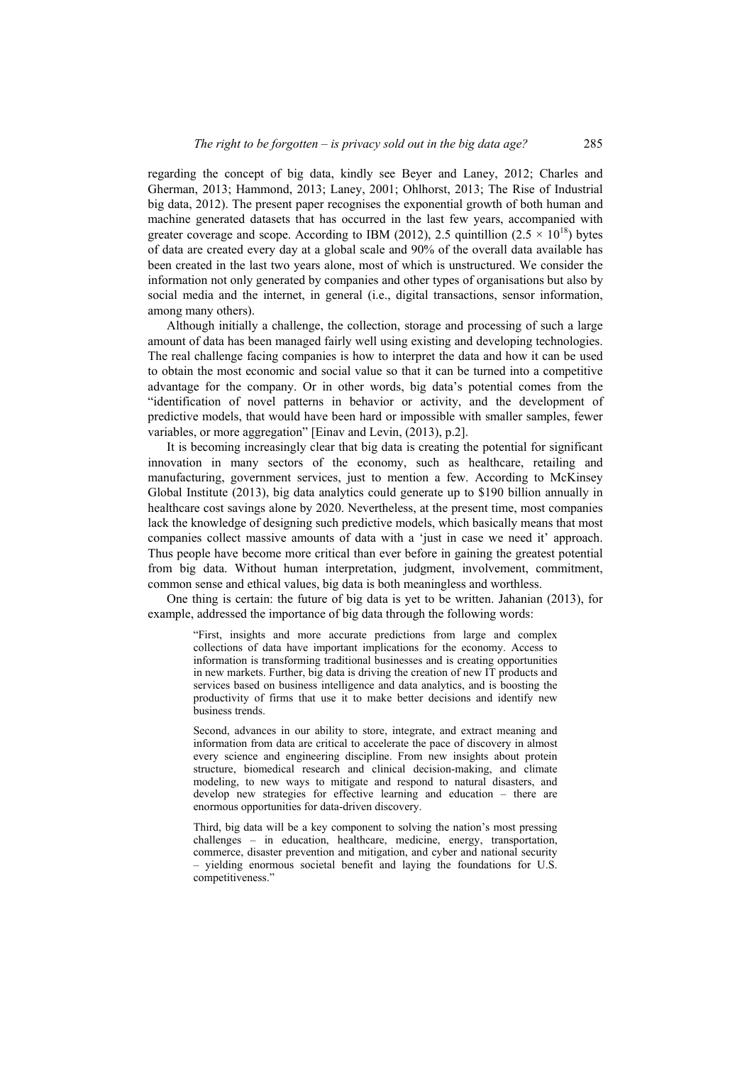regarding the concept of big data, kindly see Beyer and Laney, 2012; Charles and Gherman, 2013; Hammond, 2013; Laney, 2001; Ohlhorst, 2013; The Rise of Industrial big data, 2012). The present paper recognises the exponential growth of both human and machine generated datasets that has occurred in the last few years, accompanied with greater coverage and scope. According to IBM (2012), 2.5 quintillion ($2.5 \times 10^{18}$) bytes of data are created every day at a global scale and 90% of the overall data available has been created in the last two years alone, most of which is unstructured. We consider the information not only generated by companies and other types of organisations but also by social media and the internet, in general (i.e., digital transactions, sensor information, among many others).

Although initially a challenge, the collection, storage and processing of such a large amount of data has been managed fairly well using existing and developing technologies. The real challenge facing companies is how to interpret the data and how it can be used to obtain the most economic and social value so that it can be turned into a competitive advantage for the company. Or in other words, big data's potential comes from the "identification of novel patterns in behavior or activity, and the development of predictive models, that would have been hard or impossible with smaller samples, fewer variables, or more aggregation" [Einav and Levin, (2013), p.2].

It is becoming increasingly clear that big data is creating the potential for significant innovation in many sectors of the economy, such as healthcare, retailing and manufacturing, government services, just to mention a few. According to McKinsey Global Institute (2013), big data analytics could generate up to $190 billion annually in healthcare cost savings alone by 2020. Nevertheless, at the present time, most companies lack the knowledge of designing such predictive models, which basically means that most companies collect massive amounts of data with a 'just in case we need it' approach. Thus people have become more critical than ever before in gaining the greatest potential from big data. Without human interpretation, judgment, involvement, commitment, common sense and ethical values, big data is both meaningless and worthless.

One thing is certain: the future of big data is yet to be written. Jahanian (2013), for example, addressed the importance of big data through the following words:

> "First, insights and more accurate predictions from large and complex collections of data have important implications for the economy. Access to information is transforming traditional businesses and is creating opportunities in new markets. Further, big data is driving the creation of new IT products and services based on business intelligence and data analytics, and is boosting the productivity of firms that use it to make better decisions and identify new business trends.
>
> Second, advances in our ability to store, integrate, and extract meaning and information from data are critical to accelerate the pace of discovery in almost every science and engineering discipline. From new insights about protein structure, biomedical research and clinical decision-making, and climate modeling, to new ways to mitigate and respond to natural disasters, and develop new strategies for effective learning and education – there are enormous opportunities for data-driven discovery.
>
> Third, big data will be a key component to solving the nation's most pressing challenges – in education, healthcare, medicine, energy, transportation, commerce, disaster prevention and mitigation, and cyber and national security – yielding enormous societal benefit and laying the foundations for U.S. competitiveness."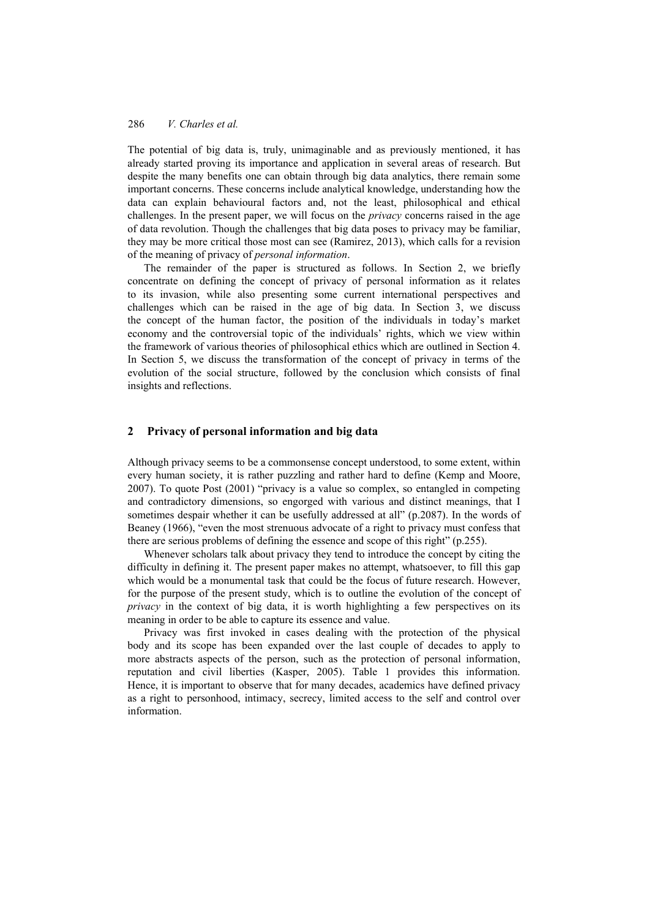The potential of big data is, truly, unimaginable and as previously mentioned, it has already started proving its importance and application in several areas of research. But despite the many benefits one can obtain through big data analytics, there remain some important concerns. These concerns include analytical knowledge, understanding how the data can explain behavioural factors and, not the least, philosophical and ethical challenges. In the present paper, we will focus on the *privacy* concerns raised in the age of data revolution. Though the challenges that big data poses to privacy may be familiar, they may be more critical those most can see (Ramirez, 2013), which calls for a revision of the meaning of privacy of *personal information*.

The remainder of the paper is structured as follows. In Section 2, we briefly concentrate on defining the concept of privacy of personal information as it relates to its invasion, while also presenting some current international perspectives and challenges which can be raised in the age of big data. In Section 3, we discuss the concept of the human factor, the position of the individuals in today's market economy and the controversial topic of the individuals' rights, which we view within the framework of various theories of philosophical ethics which are outlined in Section 4. In Section 5, we discuss the transformation of the concept of privacy in terms of the evolution of the social structure, followed by the conclusion which consists of final insights and reflections.

## 2 Privacy of personal information and big data

Although privacy seems to be a commonsense concept understood, to some extent, within every human society, it is rather puzzling and rather hard to define (Kemp and Moore, 2007). To quote Post (2001) "privacy is a value so complex, so entangled in competing and contradictory dimensions, so engorged with various and distinct meanings, that I sometimes despair whether it can be usefully addressed at all" (p.2087). In the words of Beaney (1966), "even the most strenuous advocate of a right to privacy must confess that there are serious problems of defining the essence and scope of this right" (p.255).

Whenever scholars talk about privacy they tend to introduce the concept by citing the difficulty in defining it. The present paper makes no attempt, whatsoever, to fill this gap which would be a monumental task that could be the focus of future research. However, for the purpose of the present study, which is to outline the evolution of the concept of *privacy* in the context of big data, it is worth highlighting a few perspectives on its meaning in order to be able to capture its essence and value.

Privacy was first invoked in cases dealing with the protection of the physical body and its scope has been expanded over the last couple of decades to apply to more abstracts aspects of the person, such as the protection of personal information, reputation and civil liberties (Kasper, 2005). Table 1 provides this information. Hence, it is important to observe that for many decades, academics have defined privacy as a right to personhood, intimacy, secrecy, limited access to the self and control over information.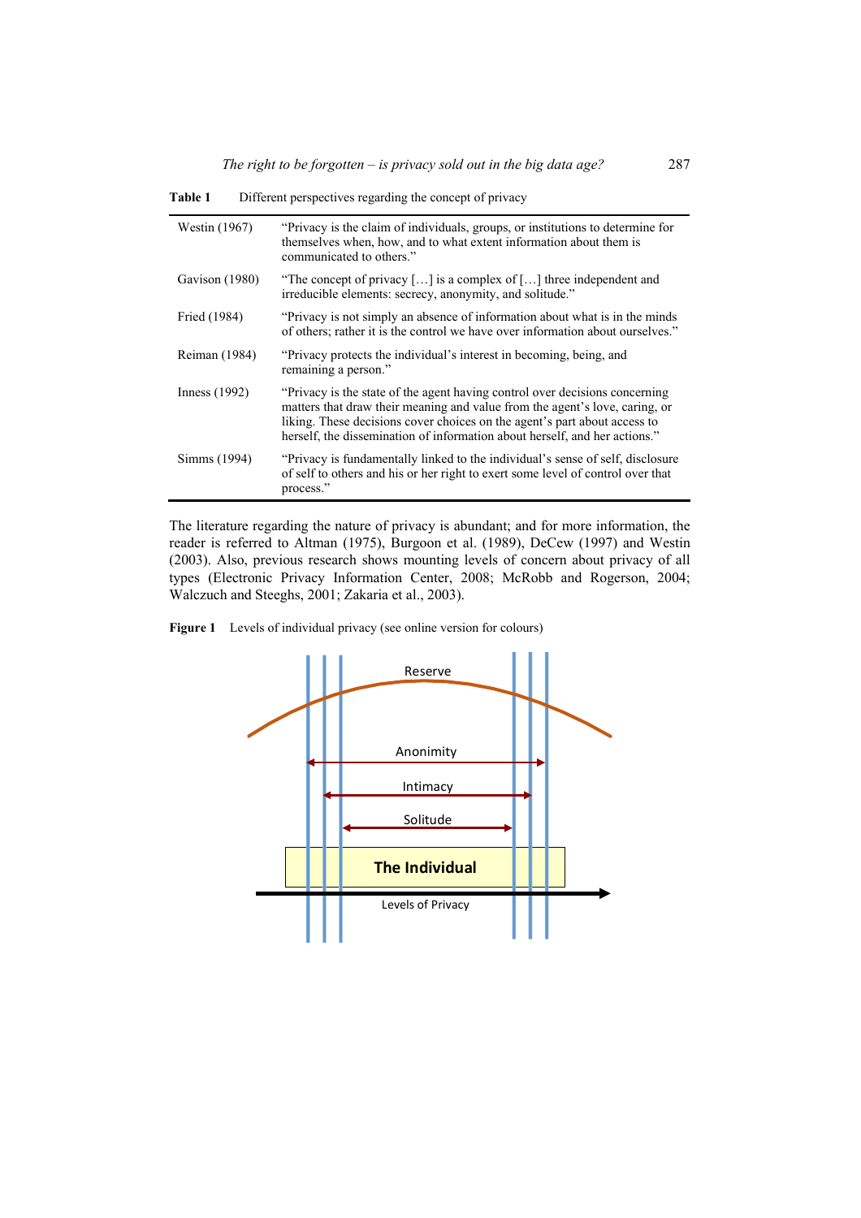**Table 1** Different perspectives regarding the concept of privacy

| | |
|---|---|
| Westin (1967) | "Privacy is the claim of individuals, groups, or institutions to determine for themselves when, how, and to what extent information about them is communicated to others." |
| Gavison (1980) | "The concept of privacy […] is a complex of […] three independent and irreducible elements: secrecy, anonymity, and solitude." |
| Fried (1984) | "Privacy is not simply an absence of information about what is in the minds of others; rather it is the control we have over information about ourselves." |
| Reiman (1984) | "Privacy protects the individual's interest in becoming, being, and remaining a person." |
| Inness (1992) | "Privacy is the state of the agent having control over decisions concerning matters that draw their meaning and value from the agent's love, caring, or liking. These decisions cover choices on the agent's part about access to herself, the dissemination of information about herself, and her actions." |
| Simms (1994) | "Privacy is fundamentally linked to the individual's sense of self, disclosure of self to others and his or her right to exert some level of control over that process." |

The literature regarding the nature of privacy is abundant; and for more information, the reader is referred to Altman (1975), Burgoon et al. (1989), DeCew (1997) and Westin (2003). Also, previous research shows mounting levels of concern about privacy of all types (Electronic Privacy Information Center, 2008; McRobb and Rogerson, 2004; Walczuch and Steeghs, 2001; Zakaria et al., 2003).

**Figure 1** Levels of individual privacy (see online version for colours)

Reserve

Anonimity

Intimacy

Solitude

**The Individual**

Levels of Privacy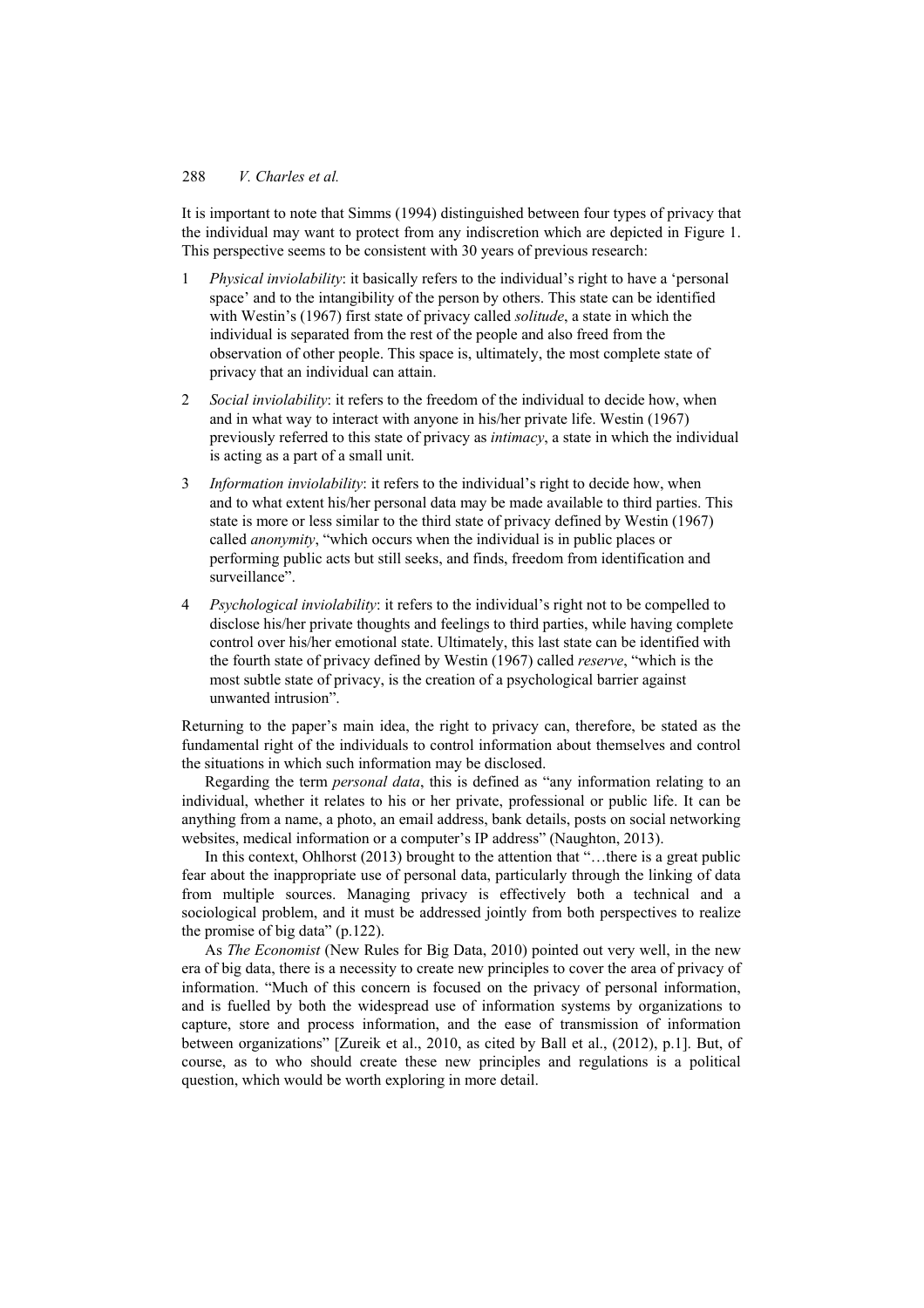It is important to note that Simms (1994) distinguished between four types of privacy that the individual may want to protect from any indiscretion which are depicted in Figure 1. This perspective seems to be consistent with 30 years of previous research:

1. *Physical inviolability*: it basically refers to the individual's right to have a 'personal space' and to the intangibility of the person by others. This state can be identified with Westin's (1967) first state of privacy called *solitude*, a state in which the individual is separated from the rest of the people and also freed from the observation of other people. This space is, ultimately, the most complete state of privacy that an individual can attain.
2. *Social inviolability*: it refers to the freedom of the individual to decide how, when and in what way to interact with anyone in his/her private life. Westin (1967) previously referred to this state of privacy as *intimacy*, a state in which the individual is acting as a part of a small unit.
3. *Information inviolability*: it refers to the individual's right to decide how, when and to what extent his/her personal data may be made available to third parties. This state is more or less similar to the third state of privacy defined by Westin (1967) called *anonymity*, "which occurs when the individual is in public places or performing public acts but still seeks, and finds, freedom from identification and surveillance".
4. *Psychological inviolability*: it refers to the individual's right not to be compelled to disclose his/her private thoughts and feelings to third parties, while having complete control over his/her emotional state. Ultimately, this last state can be identified with the fourth state of privacy defined by Westin (1967) called *reserve*, "which is the most subtle state of privacy, is the creation of a psychological barrier against unwanted intrusion".

Returning to the paper's main idea, the right to privacy can, therefore, be stated as the fundamental right of the individuals to control information about themselves and control the situations in which such information may be disclosed.

Regarding the term *personal data*, this is defined as "any information relating to an individual, whether it relates to his or her private, professional or public life. It can be anything from a name, a photo, an email address, bank details, posts on social networking websites, medical information or a computer's IP address" (Naughton, 2013).

In this context, Ohlhorst (2013) brought to the attention that "…there is a great public fear about the inappropriate use of personal data, particularly through the linking of data from multiple sources. Managing privacy is effectively both a technical and a sociological problem, and it must be addressed jointly from both perspectives to realize the promise of big data" (p.122).

As *The Economist* (New Rules for Big Data, 2010) pointed out very well, in the new era of big data, there is a necessity to create new principles to cover the area of privacy of information. "Much of this concern is focused on the privacy of personal information, and is fuelled by both the widespread use of information systems by organizations to capture, store and process information, and the ease of transmission of information between organizations" [Zureik et al., 2010, as cited by Ball et al., (2012), p.1]. But, of course, as to who should create these new principles and regulations is a political question, which would be worth exploring in more detail.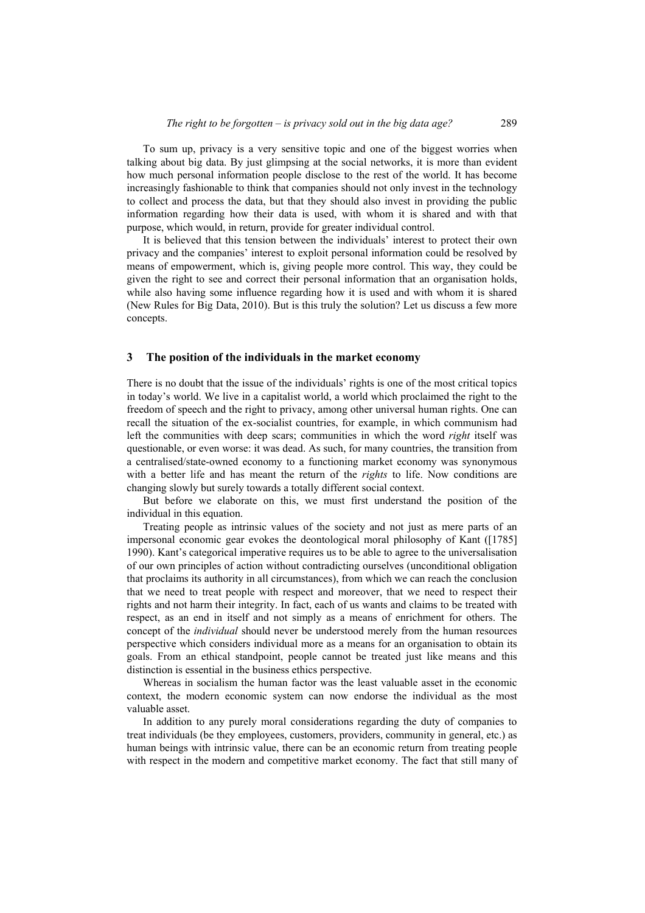To sum up, privacy is a very sensitive topic and one of the biggest worries when talking about big data. By just glimpsing at the social networks, it is more than evident how much personal information people disclose to the rest of the world. It has become increasingly fashionable to think that companies should not only invest in the technology to collect and process the data, but that they should also invest in providing the public information regarding how their data is used, with whom it is shared and with that purpose, which would, in return, provide for greater individual control.

It is believed that this tension between the individuals' interest to protect their own privacy and the companies' interest to exploit personal information could be resolved by means of empowerment, which is, giving people more control. This way, they could be given the right to see and correct their personal information that an organisation holds, while also having some influence regarding how it is used and with whom it is shared (New Rules for Big Data, 2010). But is this truly the solution? Let us discuss a few more concepts.

## 3 The position of the individuals in the market economy

There is no doubt that the issue of the individuals' rights is one of the most critical topics in today's world. We live in a capitalist world, a world which proclaimed the right to the freedom of speech and the right to privacy, among other universal human rights. One can recall the situation of the ex-socialist countries, for example, in which communism had left the communities with deep scars; communities in which the word *right* itself was questionable, or even worse: it was dead. As such, for many countries, the transition from a centralised/state-owned economy to a functioning market economy was synonymous with a better life and has meant the return of the *rights* to life. Now conditions are changing slowly but surely towards a totally different social context.

But before we elaborate on this, we must first understand the position of the individual in this equation.

Treating people as intrinsic values of the society and not just as mere parts of an impersonal economic gear evokes the deontological moral philosophy of Kant ([1785] 1990). Kant's categorical imperative requires us to be able to agree to the universalisation of our own principles of action without contradicting ourselves (unconditional obligation that proclaims its authority in all circumstances), from which we can reach the conclusion that we need to treat people with respect and moreover, that we need to respect their rights and not harm their integrity. In fact, each of us wants and claims to be treated with respect, as an end in itself and not simply as a means of enrichment for others. The concept of the *individual* should never be understood merely from the human resources perspective which considers individual more as a means for an organisation to obtain its goals. From an ethical standpoint, people cannot be treated just like means and this distinction is essential in the business ethics perspective.

Whereas in socialism the human factor was the least valuable asset in the economic context, the modern economic system can now endorse the individual as the most valuable asset.

In addition to any purely moral considerations regarding the duty of companies to treat individuals (be they employees, customers, providers, community in general, etc.) as human beings with intrinsic value, there can be an economic return from treating people with respect in the modern and competitive market economy. The fact that still many of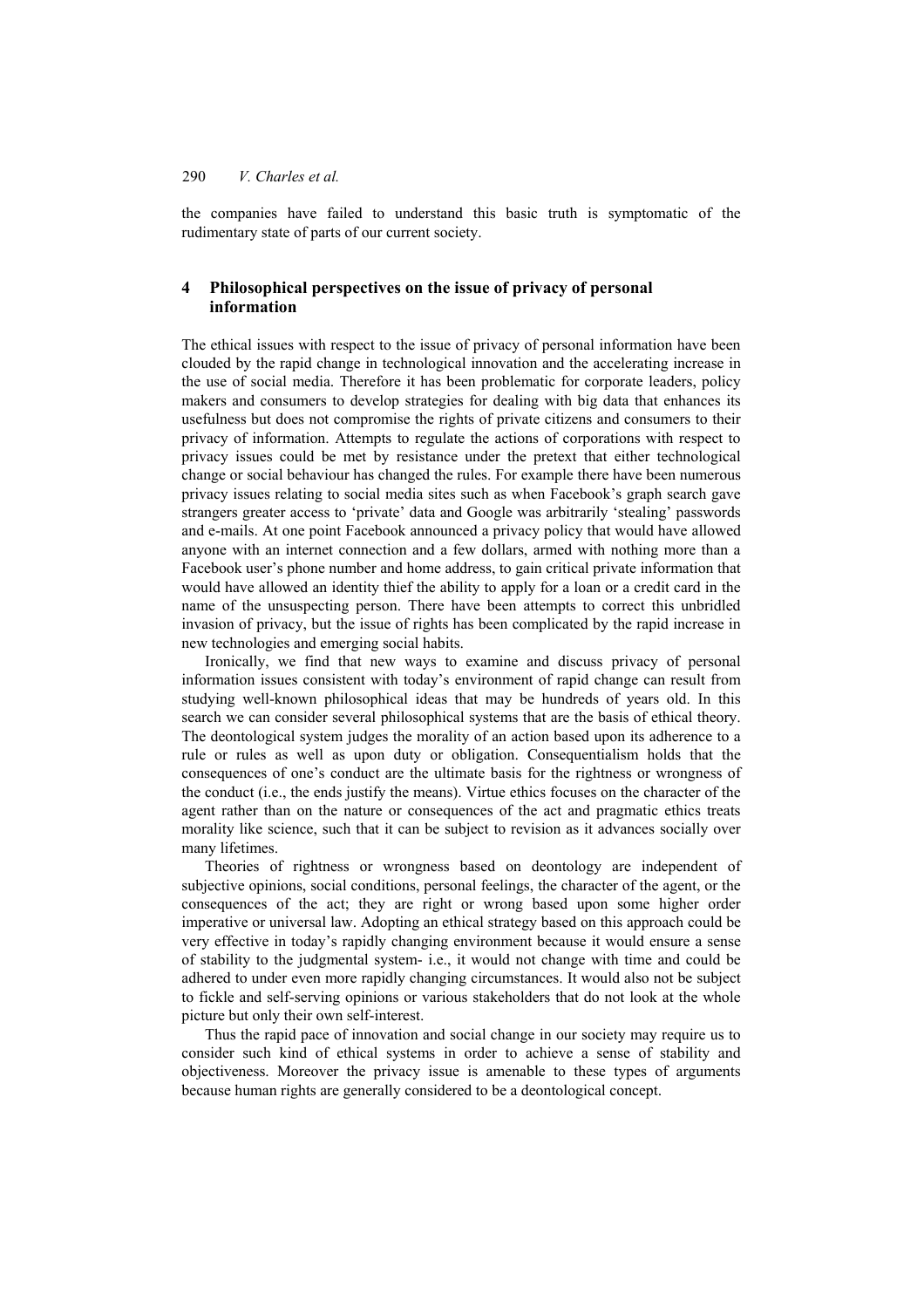the companies have failed to understand this basic truth is symptomatic of the rudimentary state of parts of our current society.

## 4 Philosophical perspectives on the issue of privacy of personal information

The ethical issues with respect to the issue of privacy of personal information have been clouded by the rapid change in technological innovation and the accelerating increase in the use of social media. Therefore it has been problematic for corporate leaders, policy makers and consumers to develop strategies for dealing with big data that enhances its usefulness but does not compromise the rights of private citizens and consumers to their privacy of information. Attempts to regulate the actions of corporations with respect to privacy issues could be met by resistance under the pretext that either technological change or social behaviour has changed the rules. For example there have been numerous privacy issues relating to social media sites such as when Facebook's graph search gave strangers greater access to 'private' data and Google was arbitrarily 'stealing' passwords and e-mails. At one point Facebook announced a privacy policy that would have allowed anyone with an internet connection and a few dollars, armed with nothing more than a Facebook user's phone number and home address, to gain critical private information that would have allowed an identity thief the ability to apply for a loan or a credit card in the name of the unsuspecting person. There have been attempts to correct this unbridled invasion of privacy, but the issue of rights has been complicated by the rapid increase in new technologies and emerging social habits.

Ironically, we find that new ways to examine and discuss privacy of personal information issues consistent with today's environment of rapid change can result from studying well-known philosophical ideas that may be hundreds of years old. In this search we can consider several philosophical systems that are the basis of ethical theory. The deontological system judges the morality of an action based upon its adherence to a rule or rules as well as upon duty or obligation. Consequentialism holds that the consequences of one's conduct are the ultimate basis for the rightness or wrongness of the conduct (i.e., the ends justify the means). Virtue ethics focuses on the character of the agent rather than on the nature or consequences of the act and pragmatic ethics treats morality like science, such that it can be subject to revision as it advances socially over many lifetimes.

Theories of rightness or wrongness based on deontology are independent of subjective opinions, social conditions, personal feelings, the character of the agent, or the consequences of the act; they are right or wrong based upon some higher order imperative or universal law. Adopting an ethical strategy based on this approach could be very effective in today's rapidly changing environment because it would ensure a sense of stability to the judgmental system- i.e., it would not change with time and could be adhered to under even more rapidly changing circumstances. It would also not be subject to fickle and self-serving opinions or various stakeholders that do not look at the whole picture but only their own self-interest.

Thus the rapid pace of innovation and social change in our society may require us to consider such kind of ethical systems in order to achieve a sense of stability and objectiveness. Moreover the privacy issue is amenable to these types of arguments because human rights are generally considered to be a deontological concept.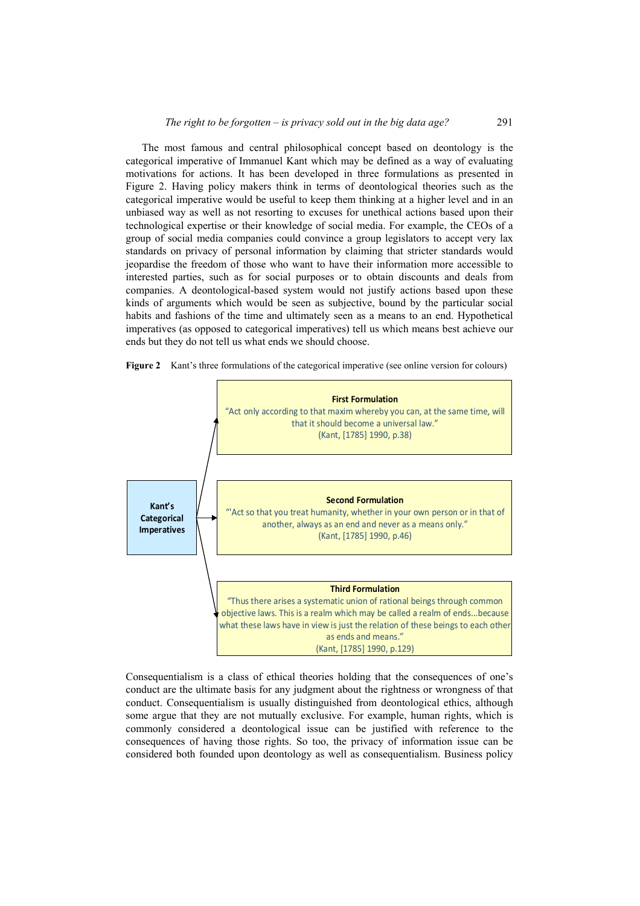The most famous and central philosophical concept based on deontology is the categorical imperative of Immanuel Kant which may be defined as a way of evaluating motivations for actions. It has been developed in three formulations as presented in Figure 2. Having policy makers think in terms of deontological theories such as the categorical imperative would be useful to keep them thinking at a higher level and in an unbiased way as well as not resorting to excuses for unethical actions based upon their technological expertise or their knowledge of social media. For example, the CEOs of a group of social media companies could convince a group legislators to accept very lax standards on privacy of personal information by claiming that stricter standards would jeopardise the freedom of those who want to have their information more accessible to interested parties, such as for social purposes or to obtain discounts and deals from companies. A deontological-based system would not justify actions based upon these kinds of arguments which would be seen as subjective, bound by the particular social habits and fashions of the time and ultimately seen as a means to an end. Hypothetical imperatives (as opposed to categorical imperatives) tell us which means best achieve our ends but they do not tell us what ends we should choose.

**Figure 2** Kant's three formulations of the categorical imperative (see online version for colours)

**Kant's Categorical Imperatives**

**First Formulation**
"Act only according to that maxim whereby you can, at the same time, will that it should become a universal law."
(Kant, [1785] 1990, p.38)

**Second Formulation**
"'Act so that you treat humanity, whether in your own person or in that of another, always as an end and never as a means only."
(Kant, [1785] 1990, p.46)

**Third Formulation**
"Thus there arises a systematic union of rational beings through common objective laws. This is a realm which may be called a realm of ends...because what these laws have in view is just the relation of these beings to each other as ends and means."
(Kant, [1785] 1990, p.129)

Consequentialism is a class of ethical theories holding that the consequences of one's conduct are the ultimate basis for any judgment about the rightness or wrongness of that conduct. Consequentialism is usually distinguished from deontological ethics, although some argue that they are not mutually exclusive. For example, human rights, which is commonly considered a deontological issue can be justified with reference to the consequences of having those rights. So too, the privacy of information issue can be considered both founded upon deontology as well as consequentialism. Business policy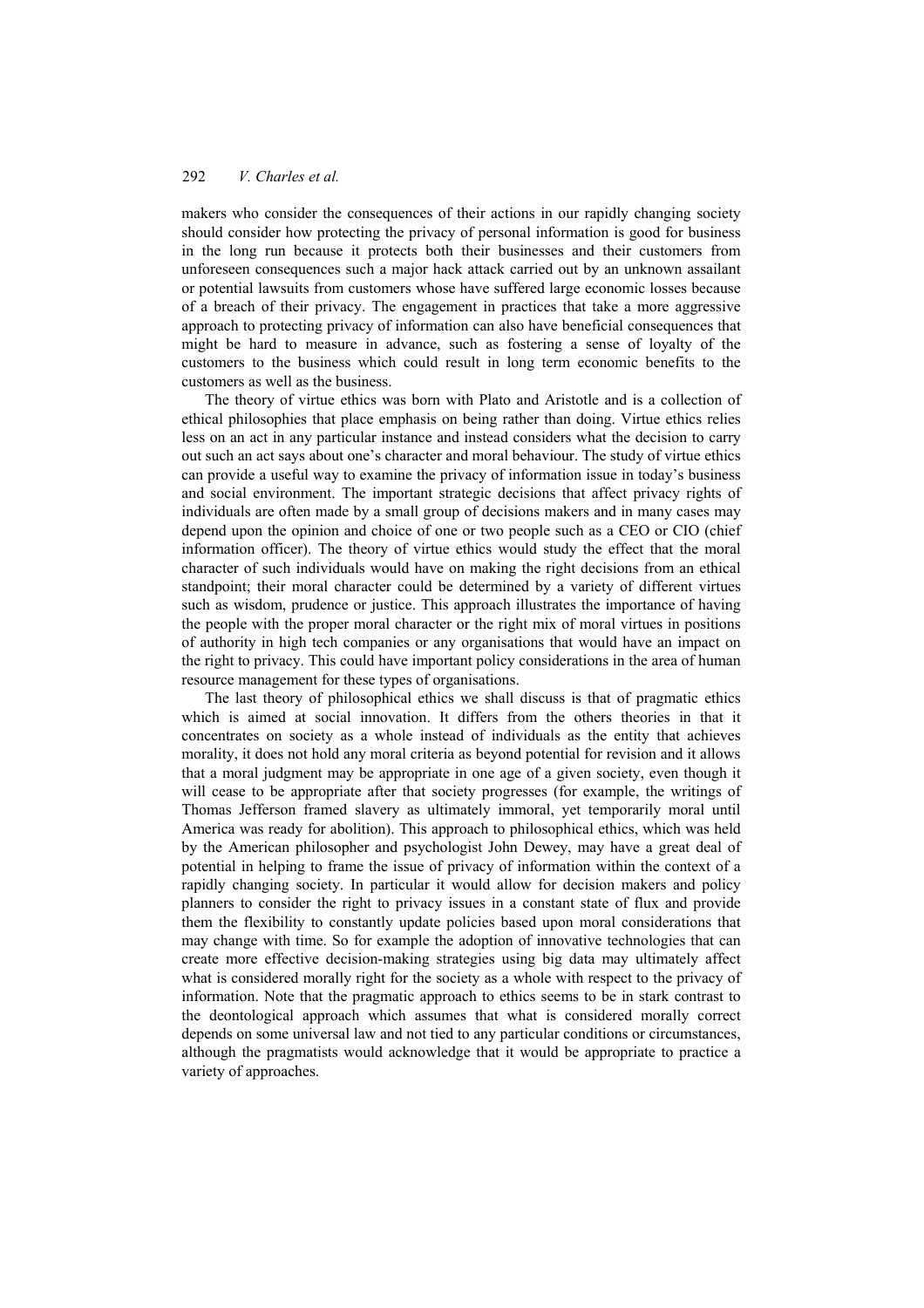makers who consider the consequences of their actions in our rapidly changing society should consider how protecting the privacy of personal information is good for business in the long run because it protects both their businesses and their customers from unforeseen consequences such a major hack attack carried out by an unknown assailant or potential lawsuits from customers whose have suffered large economic losses because of a breach of their privacy. The engagement in practices that take a more aggressive approach to protecting privacy of information can also have beneficial consequences that might be hard to measure in advance, such as fostering a sense of loyalty of the customers to the business which could result in long term economic benefits to the customers as well as the business.

The theory of virtue ethics was born with Plato and Aristotle and is a collection of ethical philosophies that place emphasis on being rather than doing. Virtue ethics relies less on an act in any particular instance and instead considers what the decision to carry out such an act says about one's character and moral behaviour. The study of virtue ethics can provide a useful way to examine the privacy of information issue in today's business and social environment. The important strategic decisions that affect privacy rights of individuals are often made by a small group of decisions makers and in many cases may depend upon the opinion and choice of one or two people such as a CEO or CIO (chief information officer). The theory of virtue ethics would study the effect that the moral character of such individuals would have on making the right decisions from an ethical standpoint; their moral character could be determined by a variety of different virtues such as wisdom, prudence or justice. This approach illustrates the importance of having the people with the proper moral character or the right mix of moral virtues in positions of authority in high tech companies or any organisations that would have an impact on the right to privacy. This could have important policy considerations in the area of human resource management for these types of organisations.

The last theory of philosophical ethics we shall discuss is that of pragmatic ethics which is aimed at social innovation. It differs from the others theories in that it concentrates on society as a whole instead of individuals as the entity that achieves morality, it does not hold any moral criteria as beyond potential for revision and it allows that a moral judgment may be appropriate in one age of a given society, even though it will cease to be appropriate after that society progresses (for example, the writings of Thomas Jefferson framed slavery as ultimately immoral, yet temporarily moral until America was ready for abolition). This approach to philosophical ethics, which was held by the American philosopher and psychologist John Dewey, may have a great deal of potential in helping to frame the issue of privacy of information within the context of a rapidly changing society. In particular it would allow for decision makers and policy planners to consider the right to privacy issues in a constant state of flux and provide them the flexibility to constantly update policies based upon moral considerations that may change with time. So for example the adoption of innovative technologies that can create more effective decision-making strategies using big data may ultimately affect what is considered morally right for the society as a whole with respect to the privacy of information. Note that the pragmatic approach to ethics seems to be in stark contrast to the deontological approach which assumes that what is considered morally correct depends on some universal law and not tied to any particular conditions or circumstances, although the pragmatists would acknowledge that it would be appropriate to practice a variety of approaches.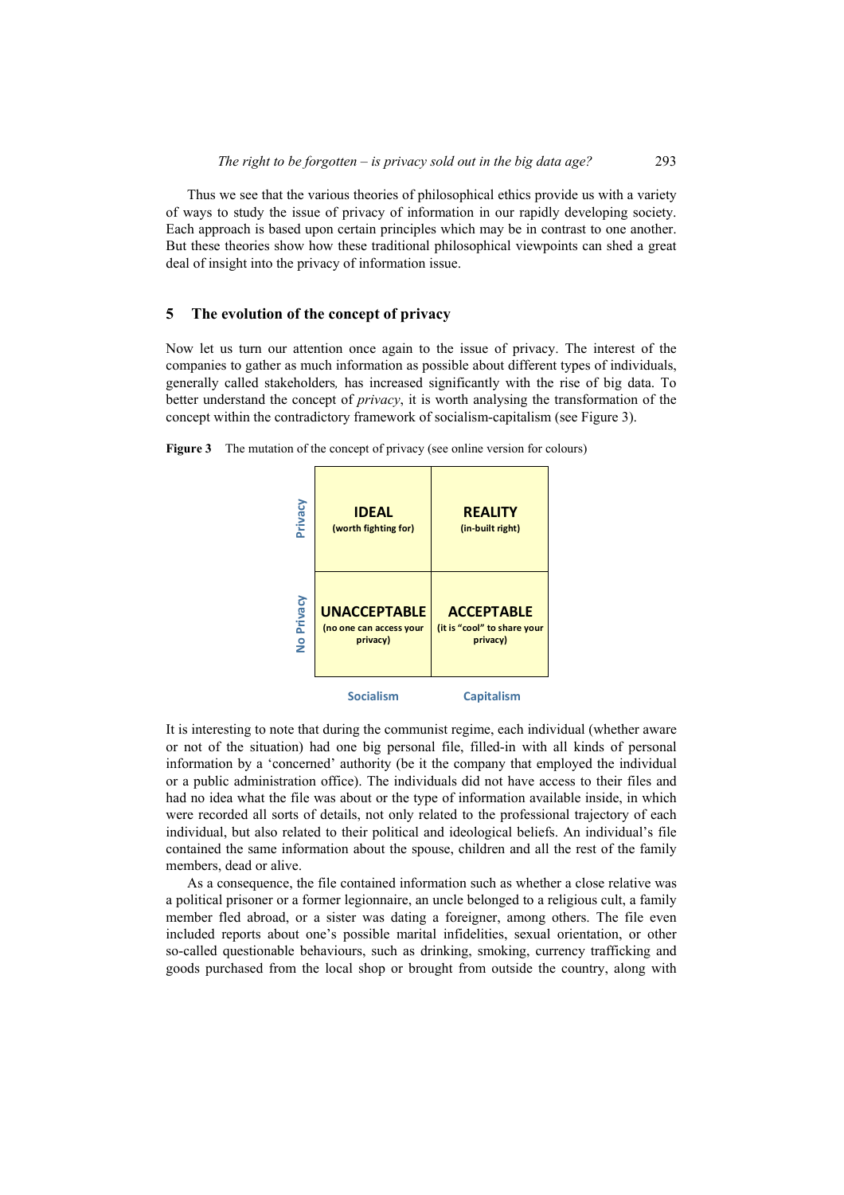Thus we see that the various theories of philosophical ethics provide us with a variety of ways to study the issue of privacy of information in our rapidly developing society. Each approach is based upon certain principles which may be in contrast to one another. But these theories show how these traditional philosophical viewpoints can shed a great deal of insight into the privacy of information issue.

## 5 The evolution of the concept of privacy

Now let us turn our attention once again to the issue of privacy. The interest of the companies to gather as much information as possible about different types of individuals, generally called stakeholders*,* has increased significantly with the rise of big data. To better understand the concept of *privacy*, it is worth analysing the transformation of the concept within the contradictory framework of socialism-capitalism (see Figure 3).

**Figure 3** The mutation of the concept of privacy (see online version for colours)

| | Socialism | Capitalism |
|---|---|---|
| **Privacy** | **IDEAL** (worth fighting for) | **REALITY** (in-built right) |
| **No Privacy** | **UNACCEPTABLE** (no one can access your privacy) | **ACCEPTABLE** (it is "cool" to share your privacy) |

It is interesting to note that during the communist regime, each individual (whether aware or not of the situation) had one big personal file, filled-in with all kinds of personal information by a 'concerned' authority (be it the company that employed the individual or a public administration office). The individuals did not have access to their files and had no idea what the file was about or the type of information available inside, in which were recorded all sorts of details, not only related to the professional trajectory of each individual, but also related to their political and ideological beliefs. An individual's file contained the same information about the spouse, children and all the rest of the family members, dead or alive.

As a consequence, the file contained information such as whether a close relative was a political prisoner or a former legionnaire, an uncle belonged to a religious cult, a family member fled abroad, or a sister was dating a foreigner, among others. The file even included reports about one's possible marital infidelities, sexual orientation, or other so-called questionable behaviours, such as drinking, smoking, currency trafficking and goods purchased from the local shop or brought from outside the country, along with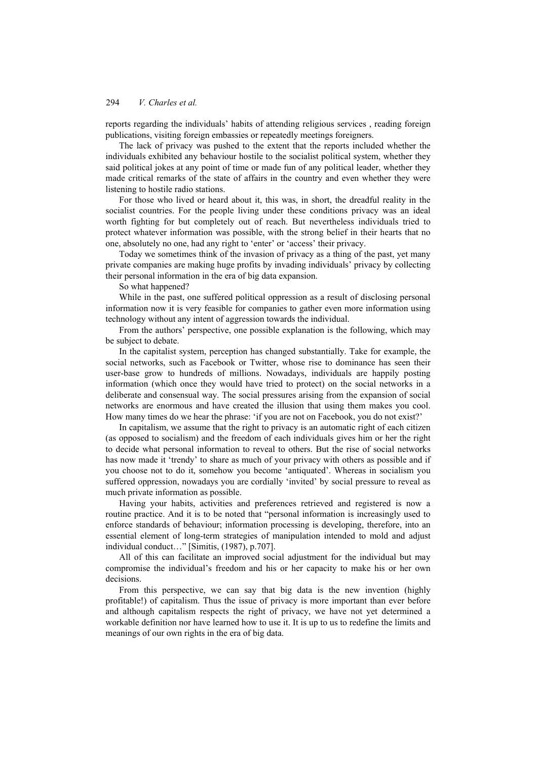reports regarding the individuals' habits of attending religious services , reading foreign publications, visiting foreign embassies or repeatedly meetings foreigners.

The lack of privacy was pushed to the extent that the reports included whether the individuals exhibited any behaviour hostile to the socialist political system, whether they said political jokes at any point of time or made fun of any political leader, whether they made critical remarks of the state of affairs in the country and even whether they were listening to hostile radio stations.

For those who lived or heard about it, this was, in short, the dreadful reality in the socialist countries. For the people living under these conditions privacy was an ideal worth fighting for but completely out of reach. But nevertheless individuals tried to protect whatever information was possible, with the strong belief in their hearts that no one, absolutely no one, had any right to 'enter' or 'access' their privacy.

Today we sometimes think of the invasion of privacy as a thing of the past, yet many private companies are making huge profits by invading individuals' privacy by collecting their personal information in the era of big data expansion.

So what happened?

While in the past, one suffered political oppression as a result of disclosing personal information now it is very feasible for companies to gather even more information using technology without any intent of aggression towards the individual.

From the authors' perspective, one possible explanation is the following, which may be subject to debate.

In the capitalist system, perception has changed substantially. Take for example, the social networks, such as Facebook or Twitter, whose rise to dominance has seen their user-base grow to hundreds of millions. Nowadays, individuals are happily posting information (which once they would have tried to protect) on the social networks in a deliberate and consensual way. The social pressures arising from the expansion of social networks are enormous and have created the illusion that using them makes you cool. How many times do we hear the phrase: 'if you are not on Facebook, you do not exist?'

In capitalism, we assume that the right to privacy is an automatic right of each citizen (as opposed to socialism) and the freedom of each individuals gives him or her the right to decide what personal information to reveal to others. But the rise of social networks has now made it 'trendy' to share as much of your privacy with others as possible and if you choose not to do it, somehow you become 'antiquated'. Whereas in socialism you suffered oppression, nowadays you are cordially 'invited' by social pressure to reveal as much private information as possible.

Having your habits, activities and preferences retrieved and registered is now a routine practice. And it is to be noted that "personal information is increasingly used to enforce standards of behaviour; information processing is developing, therefore, into an essential element of long-term strategies of manipulation intended to mold and adjust individual conduct…" [Simitis, (1987), p.707].

All of this can facilitate an improved social adjustment for the individual but may compromise the individual's freedom and his or her capacity to make his or her own decisions.

From this perspective, we can say that big data is the new invention (highly profitable!) of capitalism. Thus the issue of privacy is more important than ever before and although capitalism respects the right of privacy, we have not yet determined a workable definition nor have learned how to use it. It is up to us to redefine the limits and meanings of our own rights in the era of big data.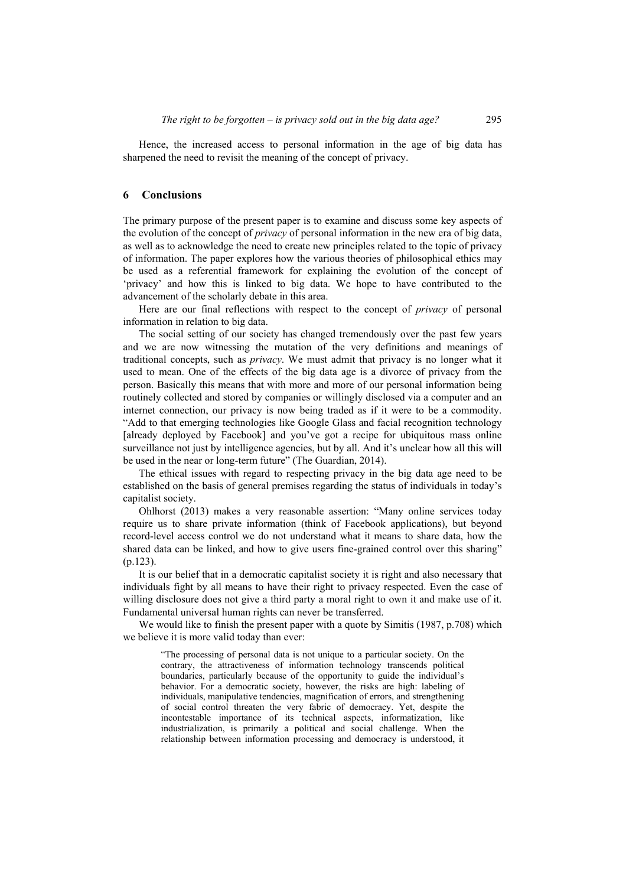Hence, the increased access to personal information in the age of big data has sharpened the need to revisit the meaning of the concept of privacy.

## 6 Conclusions

The primary purpose of the present paper is to examine and discuss some key aspects of the evolution of the concept of *privacy* of personal information in the new era of big data, as well as to acknowledge the need to create new principles related to the topic of privacy of information. The paper explores how the various theories of philosophical ethics may be used as a referential framework for explaining the evolution of the concept of 'privacy' and how this is linked to big data. We hope to have contributed to the advancement of the scholarly debate in this area.

Here are our final reflections with respect to the concept of *privacy* of personal information in relation to big data.

The social setting of our society has changed tremendously over the past few years and we are now witnessing the mutation of the very definitions and meanings of traditional concepts, such as *privacy*. We must admit that privacy is no longer what it used to mean. One of the effects of the big data age is a divorce of privacy from the person. Basically this means that with more and more of our personal information being routinely collected and stored by companies or willingly disclosed via a computer and an internet connection, our privacy is now being traded as if it were to be a commodity. "Add to that emerging technologies like Google Glass and facial recognition technology [already deployed by Facebook] and you've got a recipe for ubiquitous mass online surveillance not just by intelligence agencies, but by all. And it's unclear how all this will be used in the near or long-term future" (The Guardian, 2014).

The ethical issues with regard to respecting privacy in the big data age need to be established on the basis of general premises regarding the status of individuals in today's capitalist society.

Ohlhorst (2013) makes a very reasonable assertion: "Many online services today require us to share private information (think of Facebook applications), but beyond record-level access control we do not understand what it means to share data, how the shared data can be linked, and how to give users fine-grained control over this sharing" (p.123).

It is our belief that in a democratic capitalist society it is right and also necessary that individuals fight by all means to have their right to privacy respected. Even the case of willing disclosure does not give a third party a moral right to own it and make use of it. Fundamental universal human rights can never be transferred.

We would like to finish the present paper with a quote by Simitis (1987, p.708) which we believe it is more valid today than ever:

> "The processing of personal data is not unique to a particular society. On the contrary, the attractiveness of information technology transcends political boundaries, particularly because of the opportunity to guide the individual's behavior. For a democratic society, however, the risks are high: labeling of individuals, manipulative tendencies, magnification of errors, and strengthening of social control threaten the very fabric of democracy. Yet, despite the incontestable importance of its technical aspects, informatization, like industrialization, is primarily a political and social challenge. When the relationship between information processing and democracy is understood, it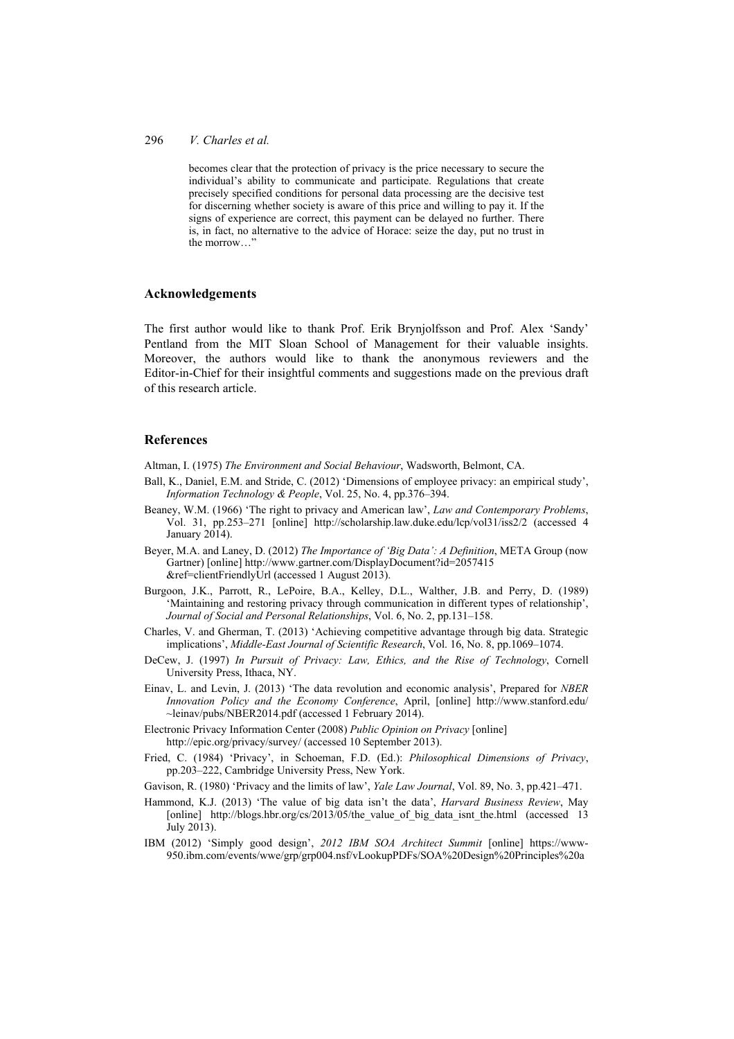becomes clear that the protection of privacy is the price necessary to secure the individual's ability to communicate and participate. Regulations that create precisely specified conditions for personal data processing are the decisive test for discerning whether society is aware of this price and willing to pay it. If the signs of experience are correct, this payment can be delayed no further. There is, in fact, no alternative to the advice of Horace: seize the day, put no trust in the morrow…"

## Acknowledgements

The first author would like to thank Prof. Erik Brynjolfsson and Prof. Alex 'Sandy' Pentland from the MIT Sloan School of Management for their valuable insights. Moreover, the authors would like to thank the anonymous reviewers and the Editor-in-Chief for their insightful comments and suggestions made on the previous draft of this research article.

## References

Altman, I. (1975) *The Environment and Social Behaviour*, Wadsworth, Belmont, CA.

Ball, K., Daniel, E.M. and Stride, C. (2012) 'Dimensions of employee privacy: an empirical study', *Information Technology & People*, Vol. 25, No. 4, pp.376–394.

Beaney, W.M. (1966) 'The right to privacy and American law', *Law and Contemporary Problems*, Vol. 31, pp.253–271 [online] http://scholarship.law.duke.edu/lcp/vol31/iss2/2 (accessed 4 January 2014).

Beyer, M.A. and Laney, D. (2012) *The Importance of 'Big Data': A Definition*, META Group (now Gartner) [online] http://www.gartner.com/DisplayDocument?id=2057415 &ref=clientFriendlyUrl (accessed 1 August 2013).

Burgoon, J.K., Parrott, R., LePoire, B.A., Kelley, D.L., Walther, J.B. and Perry, D. (1989) 'Maintaining and restoring privacy through communication in different types of relationship', *Journal of Social and Personal Relationships*, Vol. 6, No. 2, pp.131–158.

Charles, V. and Gherman, T. (2013) 'Achieving competitive advantage through big data. Strategic implications', *Middle-East Journal of Scientific Research*, Vol. 16, No. 8, pp.1069–1074.

DeCew, J. (1997) *In Pursuit of Privacy: Law, Ethics, and the Rise of Technology*, Cornell University Press, Ithaca, NY.

Einav, L. and Levin, J. (2013) 'The data revolution and economic analysis', Prepared for *NBER Innovation Policy and the Economy Conference*, April, [online] http://www.stanford.edu/ ~leinav/pubs/NBER2014.pdf (accessed 1 February 2014).

Electronic Privacy Information Center (2008) *Public Opinion on Privacy* [online] http://epic.org/privacy/survey/ (accessed 10 September 2013).

Fried, C. (1984) 'Privacy', in Schoeman, F.D. (Ed.): *Philosophical Dimensions of Privacy*, pp.203–222, Cambridge University Press, New York.

Gavison, R. (1980) 'Privacy and the limits of law', *Yale Law Journal*, Vol. 89, No. 3, pp.421–471.

Hammond, K.J. (2013) 'The value of big data isn't the data', *Harvard Business Review*, May [online] http://blogs.hbr.org/cs/2013/05/the_value_of_big_data_isnt_the.html (accessed 13 July 2013).

IBM (2012) 'Simply good design', *2012 IBM SOA Architect Summit* [online] https://www-950.ibm.com/events/wwe/grp/grp004.nsf/vLookupPDFs/SOA%20Design%20Principles%20a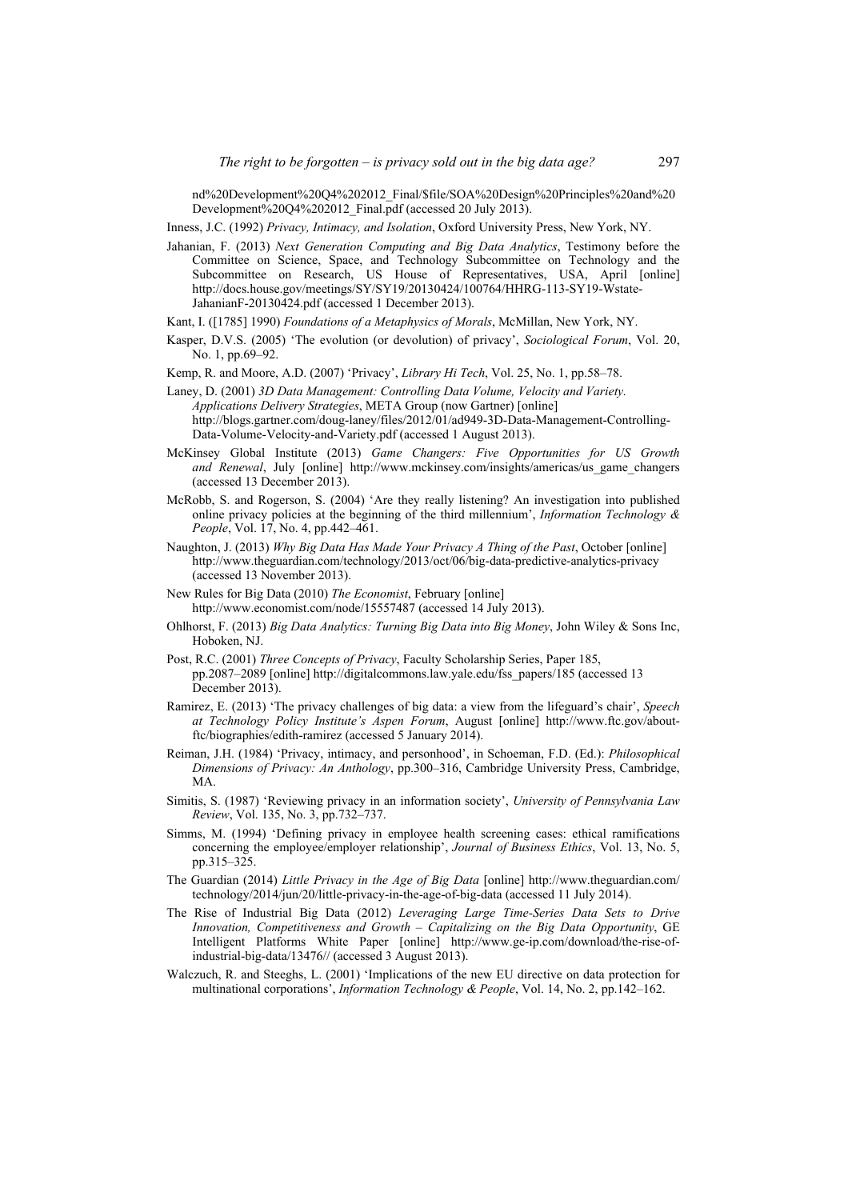nd%20Development%20Q4%202012_Final/$file/SOA%20Design%20Principles%20and%20 Development%20Q4%202012_Final.pdf (accessed 20 July 2013).

Inness, J.C. (1992) *Privacy, Intimacy, and Isolation*, Oxford University Press, New York, NY.

Jahanian, F. (2013) *Next Generation Computing and Big Data Analytics*, Testimony before the Committee on Science, Space, and Technology Subcommittee on Technology and the Subcommittee on Research, US House of Representatives, USA, April [online] http://docs.house.gov/meetings/SY/SY19/20130424/100764/HHRG-113-SY19-Wstate-JahanianF-20130424.pdf (accessed 1 December 2013).

Kant, I. ([1785] 1990) *Foundations of a Metaphysics of Morals*, McMillan, New York, NY.

Kasper, D.V.S. (2005) 'The evolution (or devolution) of privacy', *Sociological Forum*, Vol. 20, No. 1, pp.69–92.

Kemp, R. and Moore, A.D. (2007) 'Privacy', *Library Hi Tech*, Vol. 25, No. 1, pp.58–78.

Laney, D. (2001) *3D Data Management: Controlling Data Volume, Velocity and Variety. Applications Delivery Strategies*, META Group (now Gartner) [online] http://blogs.gartner.com/doug-laney/files/2012/01/ad949-3D-Data-Management-Controlling-Data-Volume-Velocity-and-Variety.pdf (accessed 1 August 2013).

McKinsey Global Institute (2013) *Game Changers: Five Opportunities for US Growth and Renewal*, July [online] http://www.mckinsey.com/insights/americas/us_game_changers (accessed 13 December 2013).

McRobb, S. and Rogerson, S. (2004) 'Are they really listening? An investigation into published online privacy policies at the beginning of the third millennium', *Information Technology & People*, Vol. 17, No. 4, pp.442–461.

Naughton, J. (2013) *Why Big Data Has Made Your Privacy A Thing of the Past*, October [online] http://www.theguardian.com/technology/2013/oct/06/big-data-predictive-analytics-privacy (accessed 13 November 2013).

New Rules for Big Data (2010) *The Economist*, February [online] http://www.economist.com/node/15557487 (accessed 14 July 2013).

Ohlhorst, F. (2013) *Big Data Analytics: Turning Big Data into Big Money*, John Wiley & Sons Inc, Hoboken, NJ.

Post, R.C. (2001) *Three Concepts of Privacy*, Faculty Scholarship Series, Paper 185, pp.2087–2089 [online] http://digitalcommons.law.yale.edu/fss_papers/185 (accessed 13 December 2013).

Ramirez, E. (2013) 'The privacy challenges of big data: a view from the lifeguard's chair', *Speech at Technology Policy Institute's Aspen Forum*, August [online] http://www.ftc.gov/about-ftc/biographies/edith-ramirez (accessed 5 January 2014).

Reiman, J.H. (1984) 'Privacy, intimacy, and personhood', in Schoeman, F.D. (Ed.): *Philosophical Dimensions of Privacy: An Anthology*, pp.300–316, Cambridge University Press, Cambridge, MA.

Simitis, S. (1987) 'Reviewing privacy in an information society', *University of Pennsylvania Law Review*, Vol. 135, No. 3, pp.732–737.

Simms, M. (1994) 'Defining privacy in employee health screening cases: ethical ramifications concerning the employee/employer relationship', *Journal of Business Ethics*, Vol. 13, No. 5, pp.315–325.

The Guardian (2014) *Little Privacy in the Age of Big Data* [online] http://www.theguardian.com/technology/2014/jun/20/little-privacy-in-the-age-of-big-data (accessed 11 July 2014).

The Rise of Industrial Big Data (2012) *Leveraging Large Time-Series Data Sets to Drive Innovation, Competitiveness and Growth – Capitalizing on the Big Data Opportunity*, GE Intelligent Platforms White Paper [online] http://www.ge-ip.com/download/the-rise-of-industrial-big-data/13476// (accessed 3 August 2013).

Walczuch, R. and Steeghs, L. (2001) 'Implications of the new EU directive on data protection for multinational corporations', *Information Technology & People*, Vol. 14, No. 2, pp.142–162.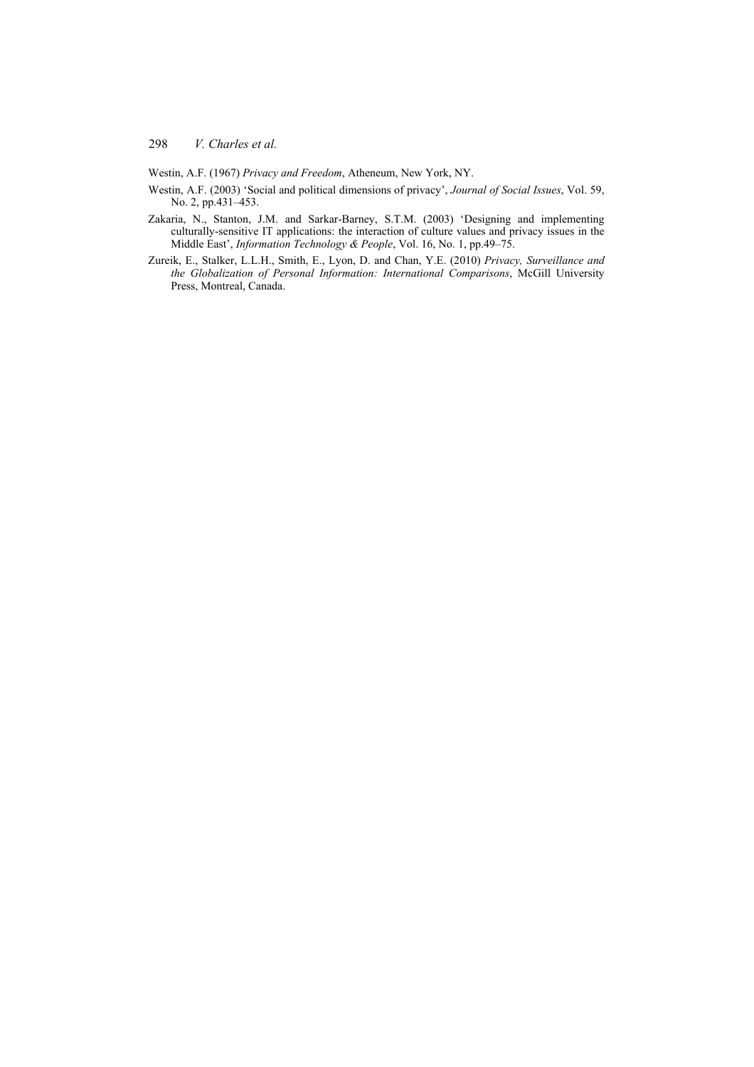Westin, A.F. (1967) *Privacy and Freedom*, Atheneum, New York, NY.

Westin, A.F. (2003) 'Social and political dimensions of privacy', *Journal of Social Issues*, Vol. 59, No. 2, pp.431–453.

Zakaria, N., Stanton, J.M. and Sarkar-Barney, S.T.M. (2003) 'Designing and implementing culturally-sensitive IT applications: the interaction of culture values and privacy issues in the Middle East', *Information Technology & People*, Vol. 16, No. 1, pp.49–75.

Zureik, E., Stalker, L.L.H., Smith, E., Lyon, D. and Chan, Y.E. (2010) *Privacy, Surveillance and the Globalization of Personal Information: International Comparisons*, McGill University Press, Montreal, Canada.